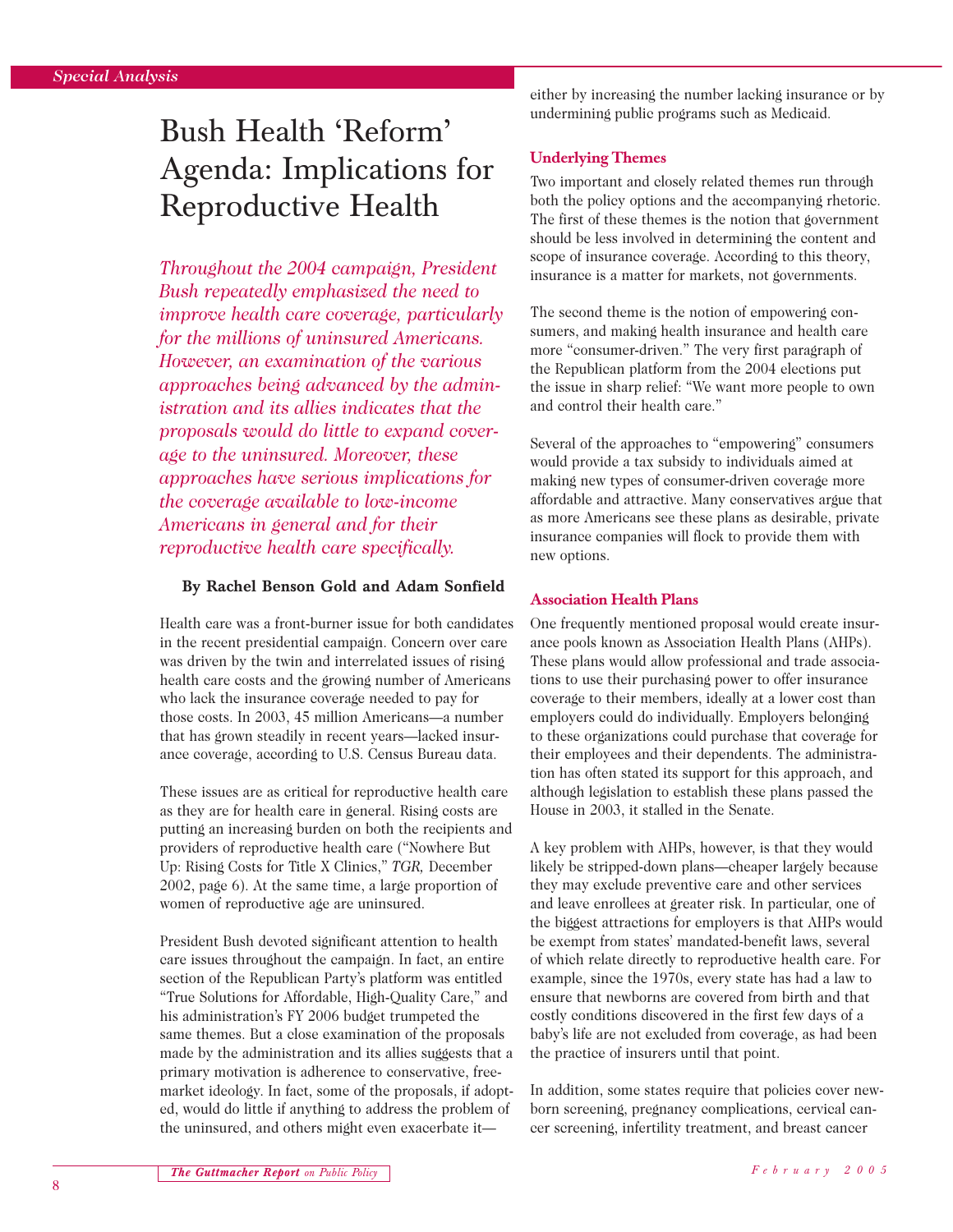*Special Analysis*

# Bush Health 'Reform' Agenda: Implications for Reproductive Health

*Throughout the 2004 campaign, President Bush repeatedly emphasized the need to improve health care coverage, particularly for the millions of uninsured Americans. However, an examination of the various approaches being advanced by the administration and its allies indicates that the proposals would do little to expand coverage to the uninsured. Moreover, these approaches have serious implications for the coverage available to low-income Americans in general and for their reproductive health care specifically.*

**By Rachel Benson Gold and Adam Sonfield**

Health care was a front-burner issue for both candidates in the recent presidential campaign. Concern over care was driven by the twin and interrelated issues of rising health care costs and the growing number of Americans who lack the insurance coverage needed to pay for those costs. In 2003, 45 million Americans—a number that has grown steadily in recent years—lacked insurance coverage, according to U.S. Census Bureau data.

These issues are as critical for reproductive health care as they are for health care in general. Rising costs are putting an increasing burden on both the recipients and providers of reproductive health care ("Nowhere But Up: Rising Costs for Title X Clinics," *TGR,* December 2002, page 6). At the same time, a large proportion of women of reproductive age are uninsured.

President Bush devoted significant attention to health care issues throughout the campaign. In fact, an entire section of the Republican Party's platform was entitled "True Solutions for Affordable, High-Quality Care," and his administration's FY 2006 budget trumpeted the same themes. But a close examination of the proposals made by the administration and its allies suggests that a primary motivation is adherence to conservative, free-market ideology. In fact, some of the proposals, if adopted, would do little if anything to address the problem of the uninsured, and others might even exacerbate it—either by increasing the number lacking insurance or by undermining public programs such as Medicaid.

## Underlying Themes

Two important and closely related themes run through both the policy options and the accompanying rhetoric. The first of these themes is the notion that government should be less involved in determining the content and scope of insurance coverage. According to this theory, insurance is a matter for markets, not governments.

The second theme is the notion of empowering consumers, and making health insurance and health care more "consumer-driven." The very first paragraph of the Republican platform from the 2004 elections put the issue in sharp relief: "We want more people to own and control their health care."

Several of the approaches to "empowering" consumers would provide a tax subsidy to individuals aimed at making new types of consumer-driven coverage more affordable and attractive. Many conservatives argue that as more Americans see these plans as desirable, private insurance companies will flock to provide them with new options.

## Association Health Plans

One frequently mentioned proposal would create insurance pools known as Association Health Plans (AHPs). These plans would allow professional and trade associations to use their purchasing power to offer insurance coverage to their members, ideally at a lower cost than employers could do individually. Employers belonging to these organizations could purchase that coverage for their employees and their dependents. The administration has often stated its support for this approach, and although legislation to establish these plans passed the House in 2003, it stalled in the Senate.

A key problem with AHPs, however, is that they would likely be stripped-down plans—cheaper largely because they may exclude preventive care and other services and leave enrollees at greater risk. In particular, one of the biggest attractions for employers is that AHPs would be exempt from states' mandated-benefit laws, several of which relate directly to reproductive health care. For example, since the 1970s, every state has had a law to ensure that newborns are covered from birth and that costly conditions discovered in the first few days of a baby's life are not excluded from coverage, as had been the practice of insurers until that point.

In addition, some states require that policies cover newborn screening, pregnancy complications, cervical cancer screening, infertility treatment, and breast cancer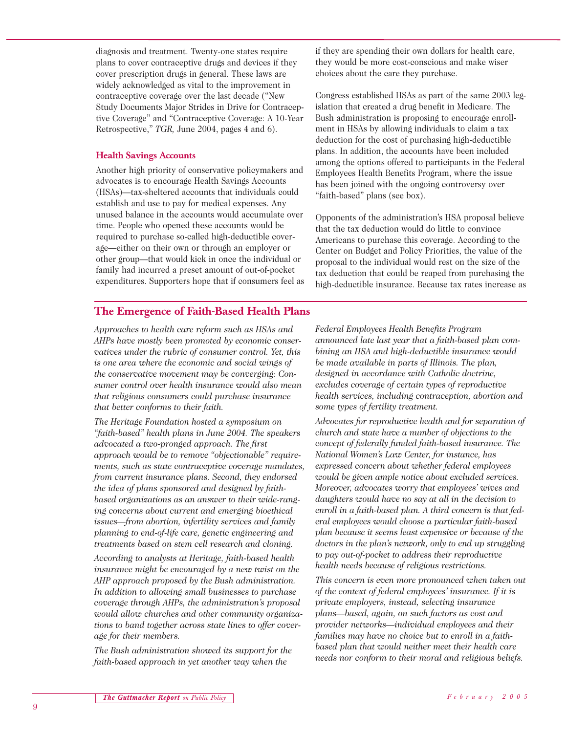diagnosis and treatment. Twenty-one states require plans to cover contraceptive drugs and devices if they cover prescription drugs in general. These laws are widely acknowledged as vital to the improvement in contraceptive coverage over the last decade ("New Study Documents Major Strides in Drive for Contraceptive Coverage" and "Contraceptive Coverage: A 10-Year Retrospective," *TGR,* June 2004, pages 4 and 6).

### Health Savings Accounts

Another high priority of conservative policymakers and advocates is to encourage Health Savings Accounts (HSAs)—tax-sheltered accounts that individuals could establish and use to pay for medical expenses. Any unused balance in the accounts would accumulate over time. People who opened these accounts would be required to purchase so-called high-deductible coverage—either on their own or through an employer or other group—that would kick in once the individual or family had incurred a preset amount of out-of-pocket expenditures. Supporters hope that if consumers feel as if they are spending their own dollars for health care, they would be more cost-conscious and make wiser choices about the care they purchase.

Congress established HSAs as part of the same 2003 legislation that created a drug benefit in Medicare. The Bush administration is proposing to encourage enrollment in HSAs by allowing individuals to claim a tax deduction for the cost of purchasing high-deductible plans. In addition, the accounts have been included among the options offered to participants in the Federal Employees Health Benefits Program, where the issue has been joined with the ongoing controversy over "faith-based" plans (see box).

Opponents of the administration's HSA proposal believe that the tax deduction would do little to convince Americans to purchase this coverage. According to the Center on Budget and Policy Priorities, the value of the proposal to the individual would rest on the size of the tax deduction that could be reaped from purchasing the high-deductible insurance. Because tax rates increase as

## The Emergence of Faith-Based Health Plans

*Approaches to health care reform such as HSAs and AHPs have mostly been promoted by economic conservatives under the rubric of consumer control. Yet, this is one area where the economic and social wings of the conservative movement may be converging: Consumer control over health insurance would also mean that religious consumers could purchase insurance that better conforms to their faith.*

*The Heritage Foundation hosted a symposium on "faith-based" health plans in June 2004. The speakers advocated a two-pronged approach. The first approach would be to remove "objectionable" requirements, such as state contraceptive coverage mandates, from current insurance plans. Second, they endorsed the idea of plans sponsored and designed by faith-based organizations as an answer to their wide-ranging concerns about current and emerging bioethical issues—from abortion, infertility services and family planning to end-of-life care, genetic engineering and treatments based on stem cell research and cloning.*

*According to analysts at Heritage, faith-based health insurance might be encouraged by a new twist on the AHP approach proposed by the Bush administration. In addition to allowing small businesses to purchase coverage through AHPs, the administration's proposal would allow churches and other community organizations to band together across state lines to offer coverage for their members.*

*The Bush administration showed its support for the faith-based approach in yet another way when the Federal Employees Health Benefits Program announced late last year that a faith-based plan combining an HSA and high-deductible insurance would be made available in parts of Illinois. The plan, designed in accordance with Catholic doctrine, excludes coverage of certain types of reproductive health services, including contraception, abortion and some types of fertility treatment.*

*Advocates for reproductive health and for separation of church and state have a number of objections to the concept of federally funded faith-based insurance. The National Women's Law Center, for instance, has expressed concern about whether federal employees would be given ample notice about excluded services. Moreover, advocates worry that employees' wives and daughters would have no say at all in the decision to enroll in a faith-based plan. A third concern is that federal employees would choose a particular faith-based plan because it seems least expensive or because of the doctors in the plan's network, only to end up struggling to pay out-of-pocket to address their reproductive health needs because of religious restrictions.*

*This concern is even more pronounced when taken out of the context of federal employees' insurance. If it is private employers, instead, selecting insurance plans—based, again, on such factors as cost and provider networks—individual employees and their families may have no choice but to enroll in a faith-based plan that would neither meet their health care needs nor conform to their moral and religious beliefs.*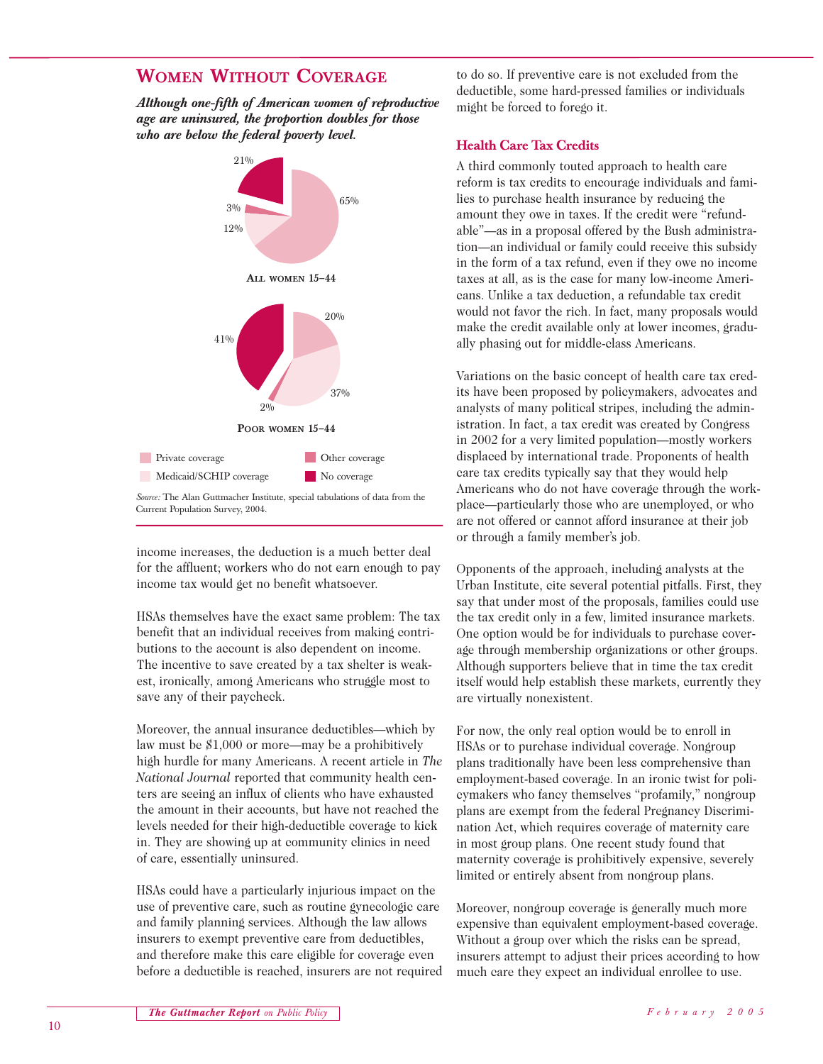## Women Without Coverage

***Although one-fifth of American women of reproductive age are uninsured, the proportion doubles for those who are below the federal poverty level.***

**All women 15–44**

| Coverage | % |
|---|---|
| Private coverage | 65% |
| Medicaid/SCHIP coverage | 12% |
| Other coverage | 3% |
| No coverage | 21% |

**Poor women 15–44**

| Coverage | % |
|---|---|
| Private coverage | 20% |
| Medicaid/SCHIP coverage | 37% |
| Other coverage | 2% |
| No coverage | 41% |

*Source:* The Alan Guttmacher Institute, special tabulations of data from the Current Population Survey, 2004.

income increases, the deduction is a much better deal for the affluent; workers who do not earn enough to pay income tax would get no benefit whatsoever.

HSAs themselves have the exact same problem: The tax benefit that an individual receives from making contributions to the account is also dependent on income. The incentive to save created by a tax shelter is weakest, ironically, among Americans who struggle most to save any of their paycheck.

Moreover, the annual insurance deductibles—which by law must be $1,000 or more—may be a prohibitively high hurdle for many Americans. A recent article in *The National Journal* reported that community health centers are seeing an influx of clients who have exhausted the amount in their accounts, but have not reached the levels needed for their high-deductible coverage to kick in. They are showing up at community clinics in need of care, essentially uninsured.

HSAs could have a particularly injurious impact on the use of preventive care, such as routine gynecologic care and family planning services. Although the law allows insurers to exempt preventive care from deductibles, and therefore make this care eligible for coverage even before a deductible is reached, insurers are not required to do so. If preventive care is not excluded from the deductible, some hard-pressed families or individuals might be forced to forego it.

### Health Care Tax Credits

A third commonly touted approach to health care reform is tax credits to encourage individuals and families to purchase health insurance by reducing the amount they owe in taxes. If the credit were "refundable"—as in a proposal offered by the Bush administration—an individual or family could receive this subsidy in the form of a tax refund, even if they owe no income taxes at all, as is the case for many low-income Americans. Unlike a tax deduction, a refundable tax credit would not favor the rich. In fact, many proposals would make the credit available only at lower incomes, gradually phasing out for middle-class Americans.

Variations on the basic concept of health care tax credits have been proposed by policymakers, advocates and analysts of many political stripes, including the administration. In fact, a tax credit was created by Congress in 2002 for a very limited population—mostly workers displaced by international trade. Proponents of health care tax credits typically say that they would help Americans who do not have coverage through the workplace—particularly those who are unemployed, or who are not offered or cannot afford insurance at their job or through a family member's job.

Opponents of the approach, including analysts at the Urban Institute, cite several potential pitfalls. First, they say that under most of the proposals, families could use the tax credit only in a few, limited insurance markets. One option would be for individuals to purchase coverage through membership organizations or other groups. Although supporters believe that in time the tax credit itself would help establish these markets, currently they are virtually nonexistent.

For now, the only real option would be to enroll in HSAs or to purchase individual coverage. Nongroup plans traditionally have been less comprehensive than employment-based coverage. In an ironic twist for policymakers who fancy themselves "profamily," nongroup plans are exempt from the federal Pregnancy Discrimination Act, which requires coverage of maternity care in most group plans. One recent study found that maternity coverage is prohibitively expensive, severely limited or entirely absent from nongroup plans.

Moreover, nongroup coverage is generally much more expensive than equivalent employment-based coverage. Without a group over which the risks can be spread, insurers attempt to adjust their prices according to how much care they expect an individual enrollee to use.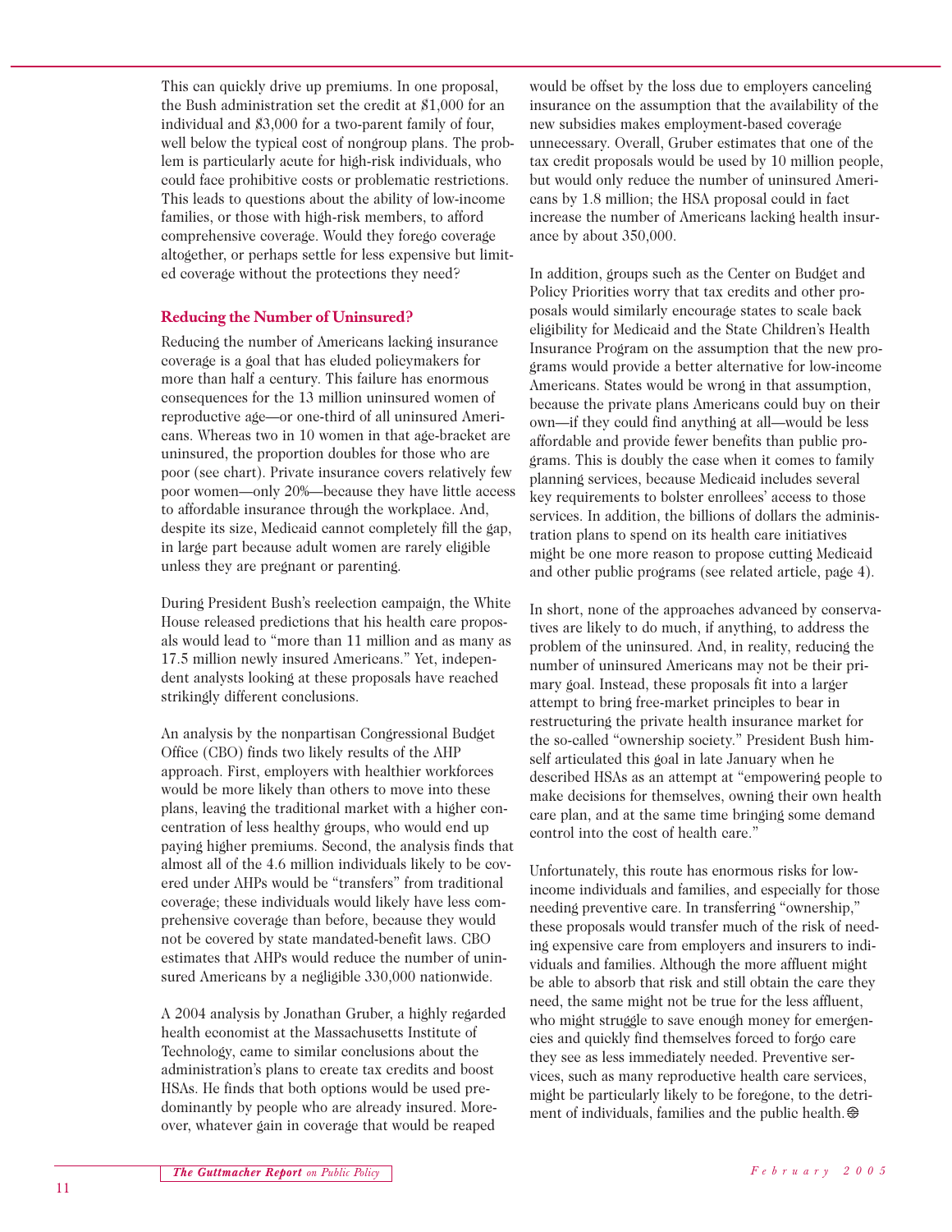This can quickly drive up premiums. In one proposal, the Bush administration set the credit at $1,000 for an individual and $3,000 for a two-parent family of four, well below the typical cost of nongroup plans. The problem is particularly acute for high-risk individuals, who could face prohibitive costs or problematic restrictions. This leads to questions about the ability of low-income families, or those with high-risk members, to afford comprehensive coverage. Would they forego coverage altogether, or perhaps settle for less expensive but limited coverage without the protections they need?

### Reducing the Number of Uninsured?

Reducing the number of Americans lacking insurance coverage is a goal that has eluded policymakers for more than half a century. This failure has enormous consequences for the 13 million uninsured women of reproductive age—or one-third of all uninsured Americans. Whereas two in 10 women in that age-bracket are uninsured, the proportion doubles for those who are poor (see chart). Private insurance covers relatively few poor women—only 20%—because they have little access to affordable insurance through the workplace. And, despite its size, Medicaid cannot completely fill the gap, in large part because adult women are rarely eligible unless they are pregnant or parenting.

During President Bush's reelection campaign, the White House released predictions that his health care proposals would lead to "more than 11 million and as many as 17.5 million newly insured Americans." Yet, independent analysts looking at these proposals have reached strikingly different conclusions.

An analysis by the nonpartisan Congressional Budget Office (CBO) finds two likely results of the AHP approach. First, employers with healthier workforces would be more likely than others to move into these plans, leaving the traditional market with a higher concentration of less healthy groups, who would end up paying higher premiums. Second, the analysis finds that almost all of the 4.6 million individuals likely to be covered under AHPs would be "transfers" from traditional coverage; these individuals would likely have less comprehensive coverage than before, because they would not be covered by state mandated-benefit laws. CBO estimates that AHPs would reduce the number of uninsured Americans by a negligible 330,000 nationwide.

A 2004 analysis by Jonathan Gruber, a highly regarded health economist at the Massachusetts Institute of Technology, came to similar conclusions about the administration's plans to create tax credits and boost HSAs. He finds that both options would be used predominantly by people who are already insured. Moreover, whatever gain in coverage that would be reaped would be offset by the loss due to employers canceling insurance on the assumption that the availability of the new subsidies makes employment-based coverage unnecessary. Overall, Gruber estimates that one of the tax credit proposals would be used by 10 million people, but would only reduce the number of uninsured Americans by 1.8 million; the HSA proposal could in fact increase the number of Americans lacking health insurance by about 350,000.

In addition, groups such as the Center on Budget and Policy Priorities worry that tax credits and other proposals would similarly encourage states to scale back eligibility for Medicaid and the State Children's Health Insurance Program on the assumption that the new programs would provide a better alternative for low-income Americans. States would be wrong in that assumption, because the private plans Americans could buy on their own—if they could find anything at all—would be less affordable and provide fewer benefits than public programs. This is doubly the case when it comes to family planning services, because Medicaid includes several key requirements to bolster enrollees' access to those services. In addition, the billions of dollars the administration plans to spend on its health care initiatives might be one more reason to propose cutting Medicaid and other public programs (see related article, page 4).

In short, none of the approaches advanced by conservatives are likely to do much, if anything, to address the problem of the uninsured. And, in reality, reducing the number of uninsured Americans may not be their primary goal. Instead, these proposals fit into a larger attempt to bring free-market principles to bear in restructuring the private health insurance market for the so-called "ownership society." President Bush himself articulated this goal in late January when he described HSAs as an attempt at "empowering people to make decisions for themselves, owning their own health care plan, and at the same time bringing some demand control into the cost of health care."

Unfortunately, this route has enormous risks for low-income individuals and families, and especially for those needing preventive care. In transferring "ownership," these proposals would transfer much of the risk of needing expensive care from employers and insurers to individuals and families. Although the more affluent might be able to absorb that risk and still obtain the care they need, the same might not be true for the less affluent, who might struggle to save enough money for emergencies and quickly find themselves forced to forgo care they see as less immediately needed. Preventive services, such as many reproductive health care services, might be particularly likely to be foregone, to the detriment of individuals, families and the public health.